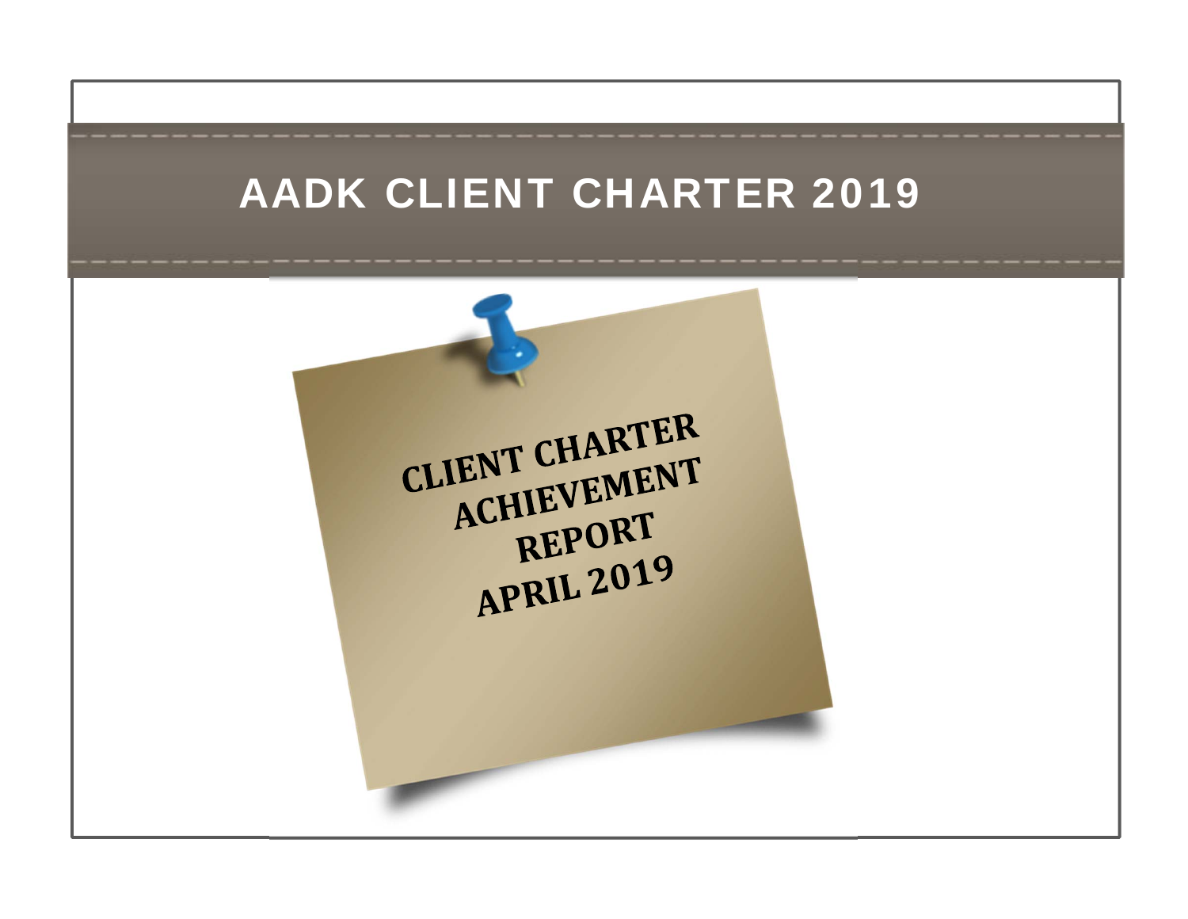# AADK CLIENT CHARTER 2019

## CLIENT CHARTER ACHIEVEMENT REPORT APRIL 2019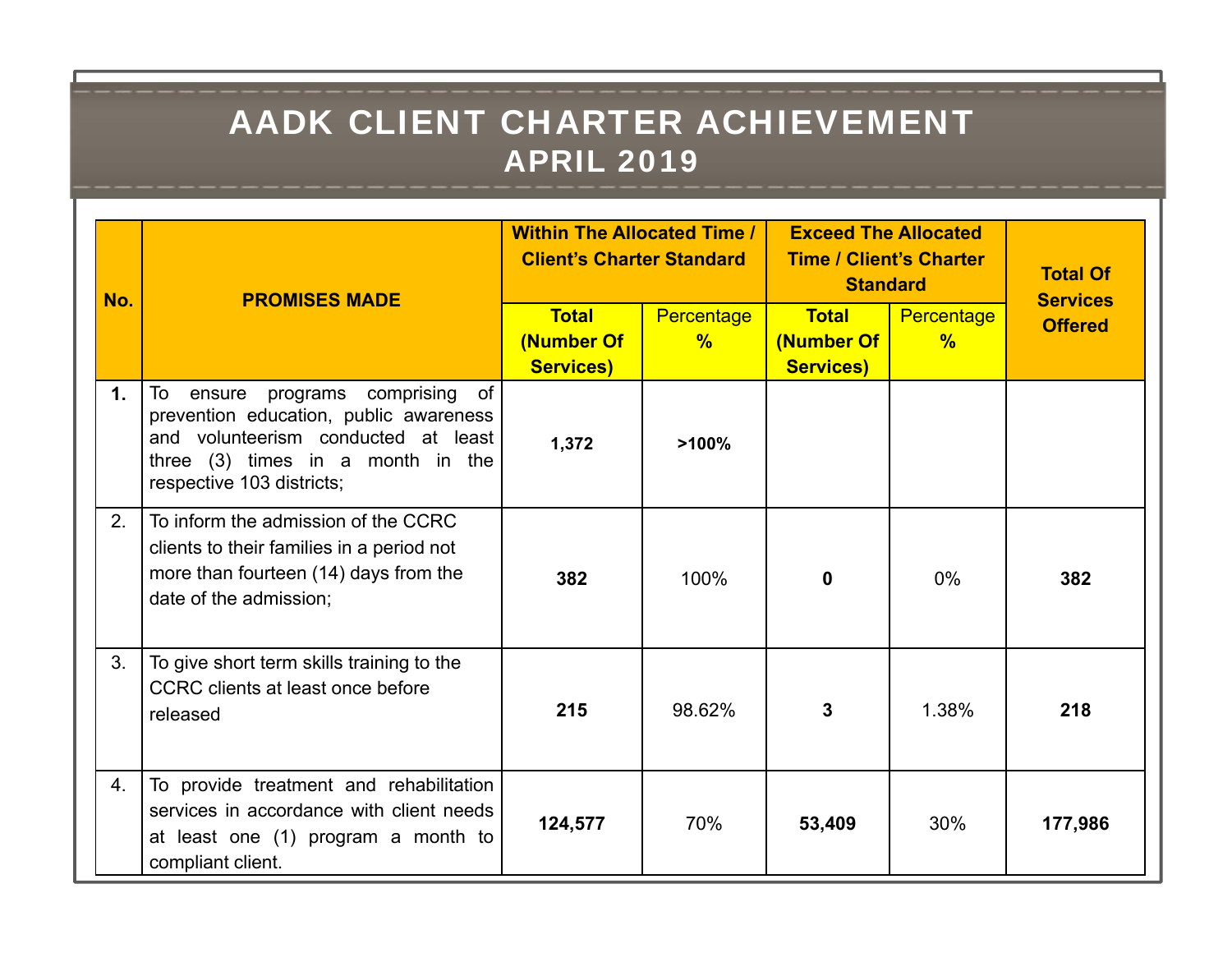# AADK CLIENT CHARTER ACHIEVEMENT
## APRIL 2019

| No. | PROMISES MADE | Within The Allocated Time / Client's Charter Standard | | Exceed The Allocated Time / Client's Charter Standard | | Total Of Services Offered |
|---|---|---|---|---|---|---|
| | | Total (Number Of Services) | Percentage % | Total (Number Of Services) | Percentage % | |
| 1. | To ensure programs comprising of prevention education, public awareness and volunteerism conducted at least three (3) times in a month in the respective 103 districts; | 1,372 | >100% | | | |
| 2. | To inform the admission of the CCRC clients to their families in a period not more than fourteen (14) days from the date of the admission; | 382 | 100% | 0 | 0% | 382 |
| 3. | To give short term skills training to the CCRC clients at least once before released | 215 | 98.62% | 3 | 1.38% | 218 |
| 4. | To provide treatment and rehabilitation services in accordance with client needs at least one (1) program a month to compliant client. | 124,577 | 70% | 53,409 | 30% | 177,986 |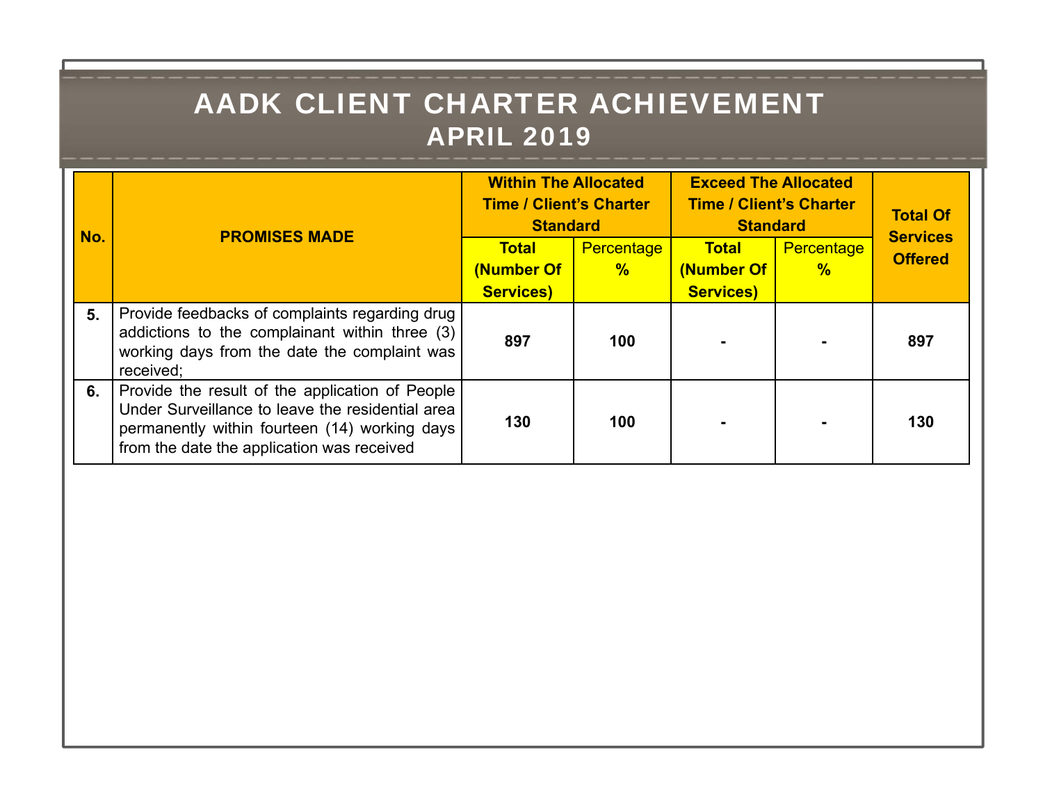# AADK CLIENT CHARTER ACHIEVEMENT
## APRIL 2019

| No. | PROMISES MADE | Within The Allocated Time / Client's Charter Standard | | Exceed The Allocated Time / Client's Charter Standard | | Total Of Services Offered |
|---|---|---|---|---|---|---|
| | | Total (Number Of Services) | Percentage % | Total (Number Of Services) | Percentage % | |
| 5. | Provide feedbacks of complaints regarding drug addictions to the complainant within three (3) working days from the date the complaint was received; | 897 | 100 | - | - | 897 |
| 6. | Provide the result of the application of People Under Surveillance to leave the residential area permanently within fourteen (14) working days from the date the application was received | 130 | 100 | - | - | 130 |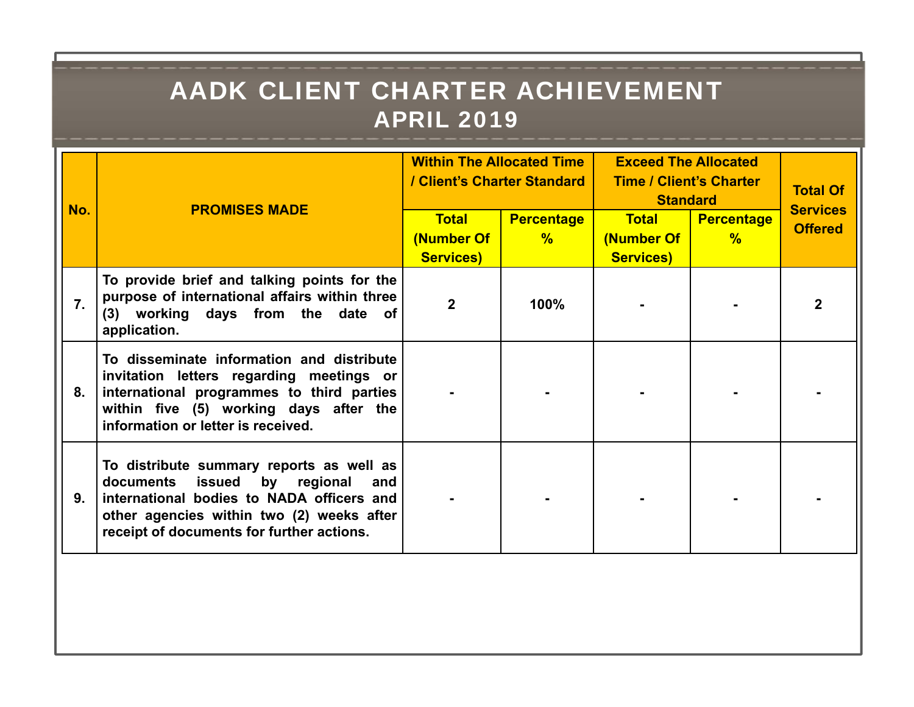# AADK CLIENT CHARTER ACHIEVEMENT
## APRIL 2019

| No. | PROMISES MADE | Within The Allocated Time / Client's Charter Standard | | Exceed The Allocated Time / Client's Charter Standard | | Total Of Services Offered |
|---|---|---|---|---|---|---|
| | | Total (Number Of Services) | Percentage % | Total (Number Of Services) | Percentage % | |
| 7. | To provide brief and talking points for the purpose of international affairs within three (3) working days from the date of application. | 2 | 100% | - | - | 2 |
| 8. | To disseminate information and distribute invitation letters regarding meetings or international programmes to third parties within five (5) working days after the information or letter is received. | - | - | - | - | - |
| 9. | To distribute summary reports as well as documents issued by regional and international bodies to NADA officers and other agencies within two (2) weeks after receipt of documents for further actions. | - | - | - | - | - |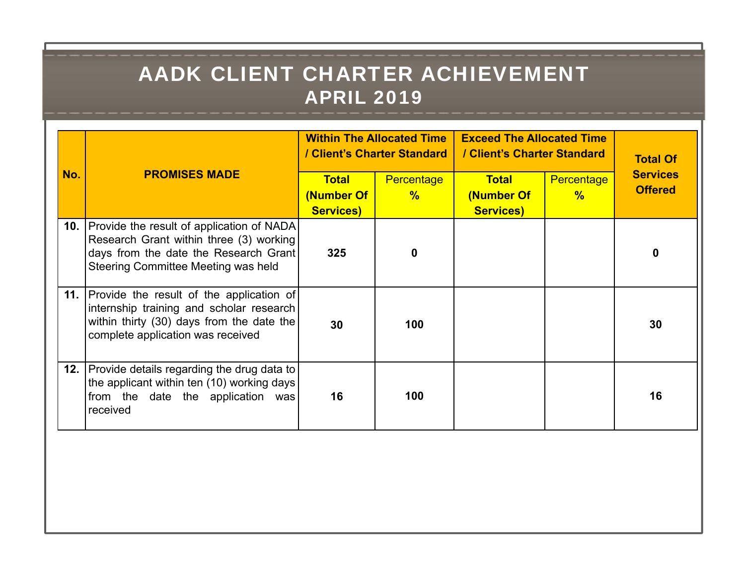# AADK CLIENT CHARTER ACHIEVEMENT
## APRIL 2019

| No. | PROMISES MADE | Within The Allocated Time / Client's Charter Standard | | Exceed The Allocated Time / Client's Charter Standard | | Total Of Services Offered |
|---|---|---|---|---|---|---|
| | | Total (Number Of Services) | Percentage % | Total (Number Of Services) | Percentage % | |
| 10. | Provide the result of application of NADA Research Grant within three (3) working days from the date the Research Grant Steering Committee Meeting was held | 325 | 0 | | | 0 |
| 11. | Provide the result of the application of internship training and scholar research within thirty (30) days from the date the complete application was received | 30 | 100 | | | 30 |
| 12. | Provide details regarding the drug data to the applicant within ten (10) working days from the date the application was received | 16 | 100 | | | 16 |